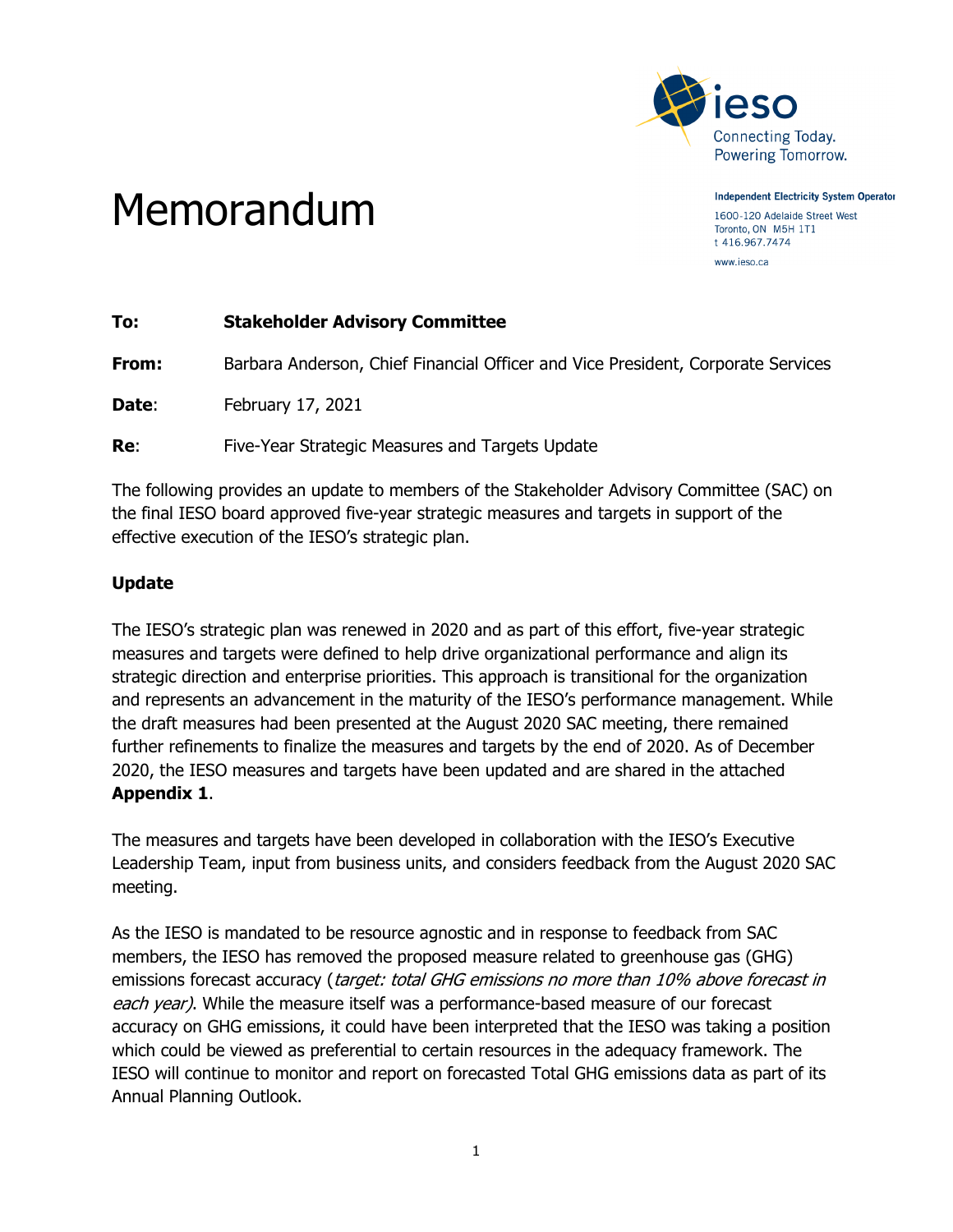Independent Electricity System Operator
1600-120 Adelaide Street West
Toronto, ON M5H 1T1
t 416.967.7474
www.ieso.ca

# Memorandum

**To:** **Stakeholder Advisory Committee**

**From:** Barbara Anderson, Chief Financial Officer and Vice President, Corporate Services

**Date**: February 17, 2021

**Re**: Five-Year Strategic Measures and Targets Update

The following provides an update to members of the Stakeholder Advisory Committee (SAC) on the final IESO board approved five-year strategic measures and targets in support of the effective execution of the IESO's strategic plan.

## Update

The IESO's strategic plan was renewed in 2020 and as part of this effort, five-year strategic measures and targets were defined to help drive organizational performance and align its strategic direction and enterprise priorities. This approach is transitional for the organization and represents an advancement in the maturity of the IESO's performance management. While the draft measures had been presented at the August 2020 SAC meeting, there remained further refinements to finalize the measures and targets by the end of 2020. As of December 2020, the IESO measures and targets have been updated and are shared in the attached **Appendix 1**.

The measures and targets have been developed in collaboration with the IESO's Executive Leadership Team, input from business units, and considers feedback from the August 2020 SAC meeting.

As the IESO is mandated to be resource agnostic and in response to feedback from SAC members, the IESO has removed the proposed measure related to greenhouse gas (GHG) emissions forecast accuracy (*target: total GHG emissions no more than 10% above forecast in each year)*. While the measure itself was a performance-based measure of our forecast accuracy on GHG emissions, it could have been interpreted that the IESO was taking a position which could be viewed as preferential to certain resources in the adequacy framework. The IESO will continue to monitor and report on forecasted Total GHG emissions data as part of its Annual Planning Outlook.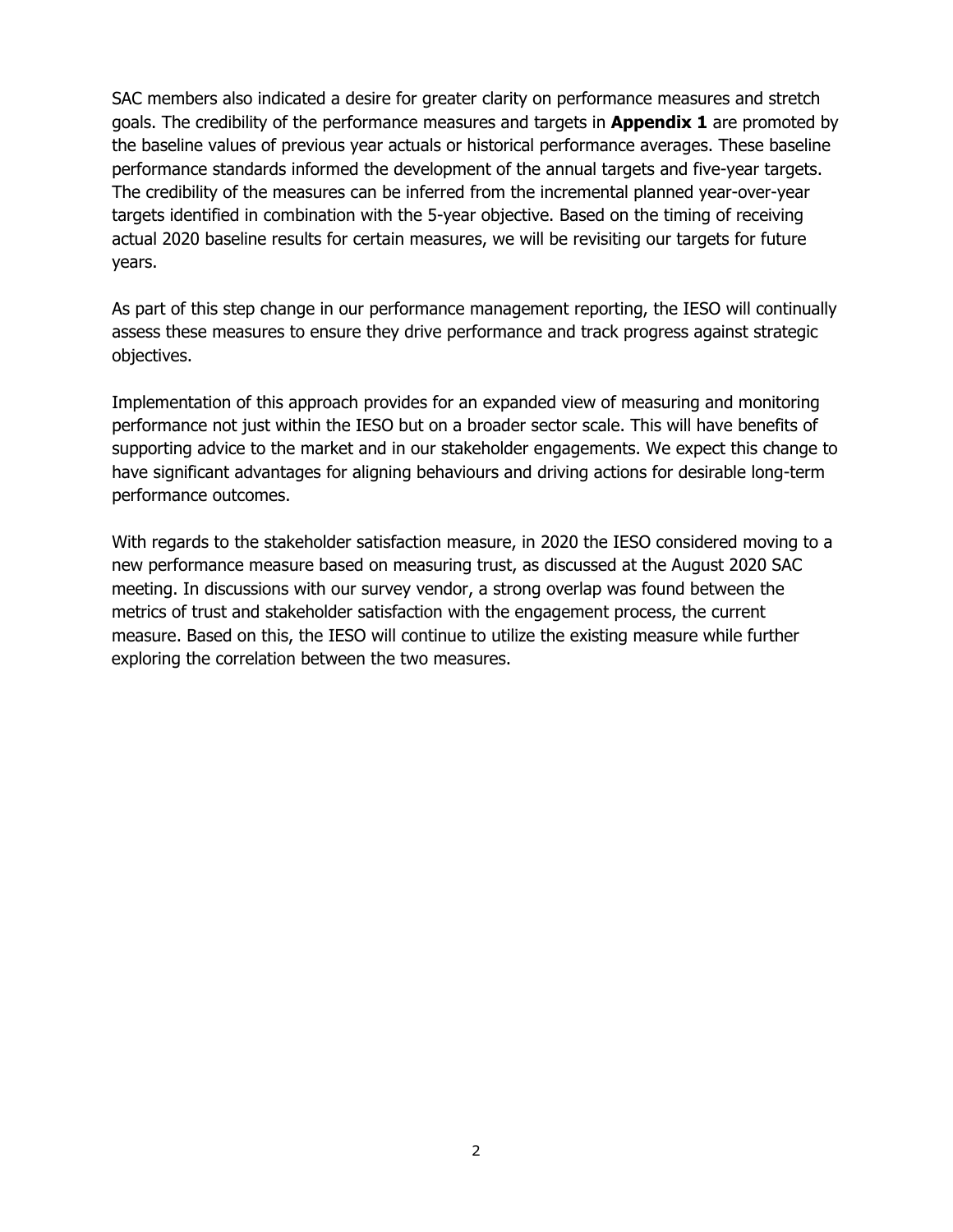SAC members also indicated a desire for greater clarity on performance measures and stretch goals. The credibility of the performance measures and targets in **Appendix 1** are promoted by the baseline values of previous year actuals or historical performance averages. These baseline performance standards informed the development of the annual targets and five-year targets. The credibility of the measures can be inferred from the incremental planned year-over-year targets identified in combination with the 5-year objective. Based on the timing of receiving actual 2020 baseline results for certain measures, we will be revisiting our targets for future years.

As part of this step change in our performance management reporting, the IESO will continually assess these measures to ensure they drive performance and track progress against strategic objectives.

Implementation of this approach provides for an expanded view of measuring and monitoring performance not just within the IESO but on a broader sector scale. This will have benefits of supporting advice to the market and in our stakeholder engagements. We expect this change to have significant advantages for aligning behaviours and driving actions for desirable long-term performance outcomes.

With regards to the stakeholder satisfaction measure, in 2020 the IESO considered moving to a new performance measure based on measuring trust, as discussed at the August 2020 SAC meeting. In discussions with our survey vendor, a strong overlap was found between the metrics of trust and stakeholder satisfaction with the engagement process, the current measure. Based on this, the IESO will continue to utilize the existing measure while further exploring the correlation between the two measures.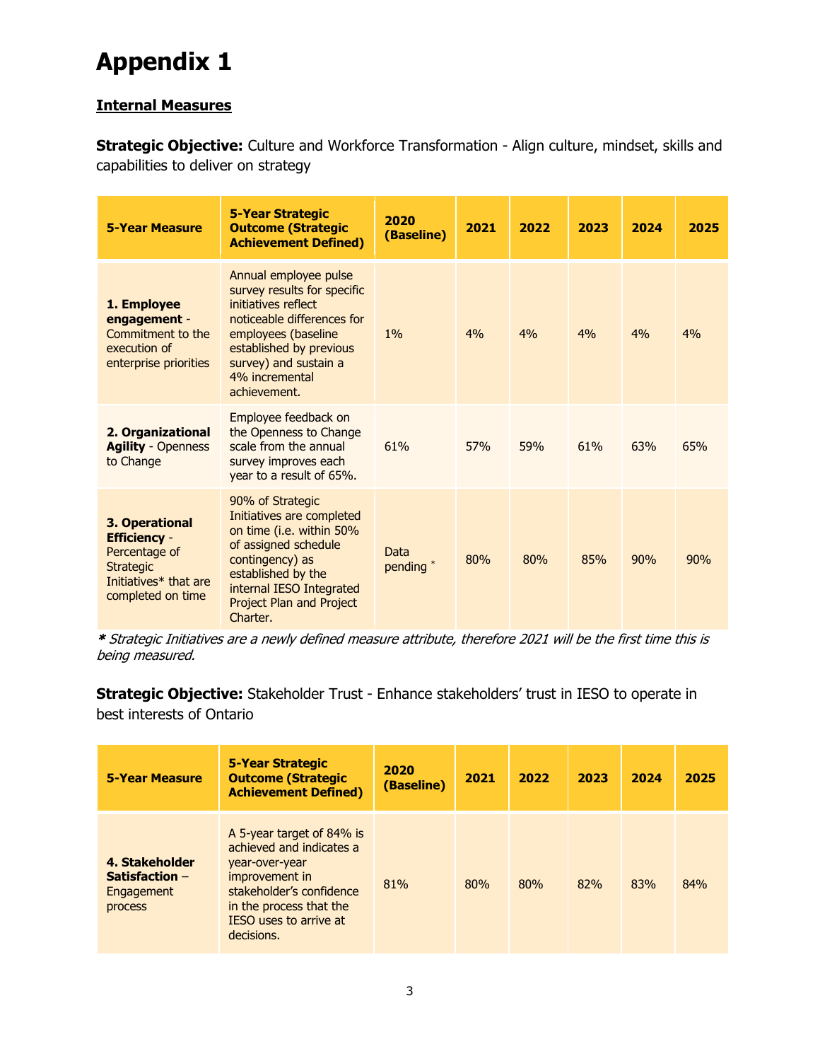# Appendix 1

## Internal Measures

**Strategic Objective:** Culture and Workforce Transformation - Align culture, mindset, skills and capabilities to deliver on strategy

| 5-Year Measure | 5-Year Strategic Outcome (Strategic Achievement Defined) | 2020 (Baseline) | 2021 | 2022 | 2023 | 2024 | 2025 |
|---|---|---|---|---|---|---|---|
| **1. Employee engagement** - Commitment to the execution of enterprise priorities | Annual employee pulse survey results for specific initiatives reflect noticeable differences for employees (baseline established by previous survey) and sustain a 4% incremental achievement. | 1% | 4% | 4% | 4% | 4% | 4% |
| **2. Organizational Agility** - Openness to Change | Employee feedback on the Openness to Change scale from the annual survey improves each year to a result of 65%. | 61% | 57% | 59% | 61% | 63% | 65% |
| **3. Operational Efficiency** - Percentage of Strategic Initiatives* that are completed on time | 90% of Strategic Initiatives are completed on time (i.e. within 50% of assigned schedule contingency) as established by the internal IESO Integrated Project Plan and Project Charter. | Data pending * | 80% | 80% | 85% | 90% | 90% |

*** *Strategic Initiatives are a newly defined measure attribute, therefore 2021 will be the first time this is being measured.*

**Strategic Objective:** Stakeholder Trust - Enhance stakeholders' trust in IESO to operate in best interests of Ontario

| 5-Year Measure | 5-Year Strategic Outcome (Strategic Achievement Defined) | 2020 (Baseline) | 2021 | 2022 | 2023 | 2024 | 2025 |
|---|---|---|---|---|---|---|---|
| **4. Stakeholder Satisfaction** – Engagement process | A 5-year target of 84% is achieved and indicates a year-over-year improvement in stakeholder's confidence in the process that the IESO uses to arrive at decisions. | 81% | 80% | 80% | 82% | 83% | 84% |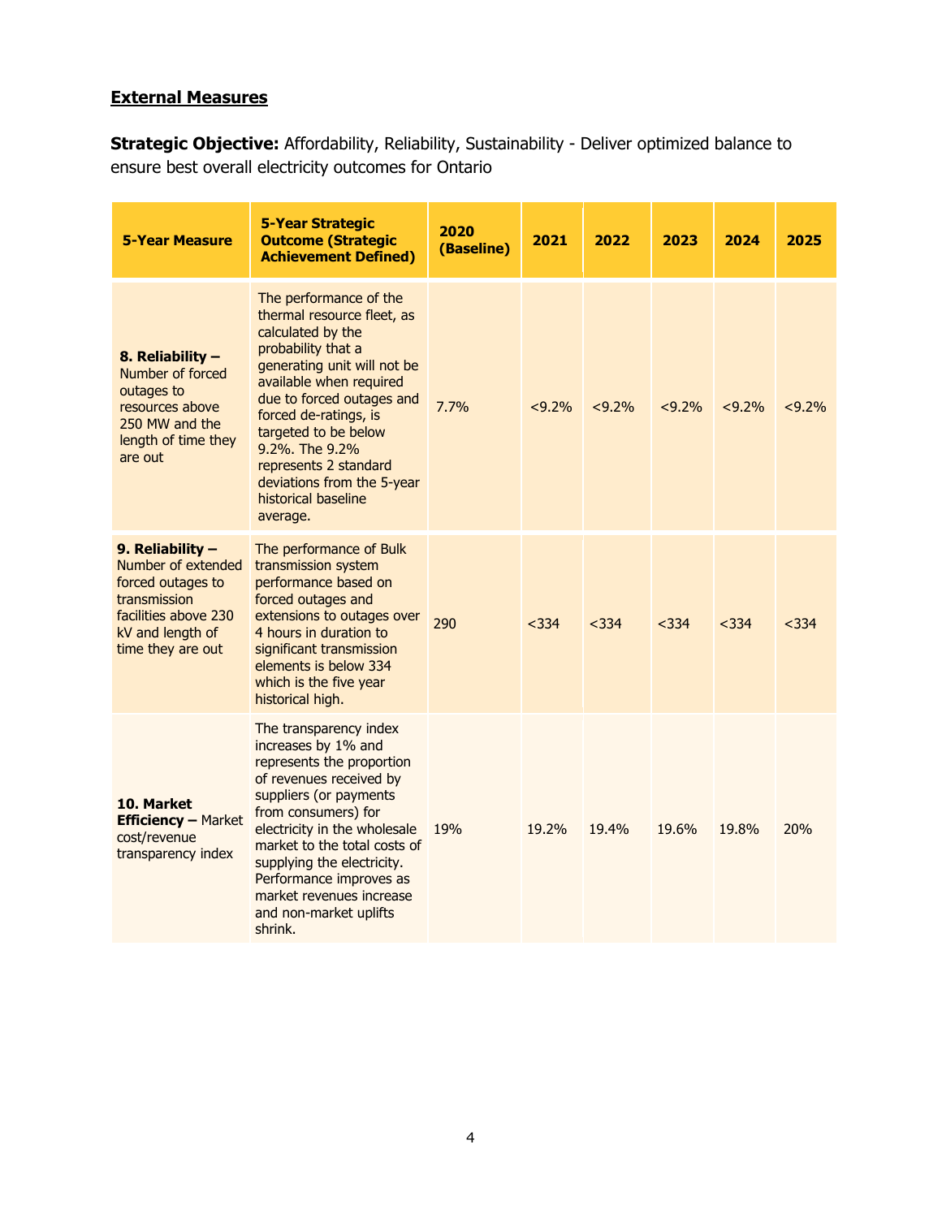## External Measures

**Strategic Objective:** Affordability, Reliability, Sustainability - Deliver optimized balance to ensure best overall electricity outcomes for Ontario

| 5-Year Measure | 5-Year Strategic Outcome (Strategic Achievement Defined) | 2020 (Baseline) | 2021 | 2022 | 2023 | 2024 | 2025 |
|---|---|---|---|---|---|---|---|
| **8. Reliability –** Number of forced outages to resources above 250 MW and the length of time they are out | The performance of the thermal resource fleet, as calculated by the probability that a generating unit will not be available when required due to forced outages and forced de-ratings, is targeted to be below 9.2%. The 9.2% represents 2 standard deviations from the 5-year historical baseline average. | 7.7% | <9.2% | <9.2% | <9.2% | <9.2% | <9.2% |
| **9. Reliability –** Number of extended forced outages to transmission facilities above 230 kV and length of time they are out | The performance of Bulk transmission system performance based on forced outages and extensions to outages over 4 hours in duration to significant transmission elements is below 334 which is the five year historical high. | 290 | <334 | <334 | <334 | <334 | <334 |
| **10. Market Efficiency –** Market cost/revenue transparency index | The transparency index increases by 1% and represents the proportion of revenues received by suppliers (or payments from consumers) for electricity in the wholesale market to the total costs of supplying the electricity. Performance improves as market revenues increase and non-market uplifts shrink. | 19% | 19.2% | 19.4% | 19.6% | 19.8% | 20% |